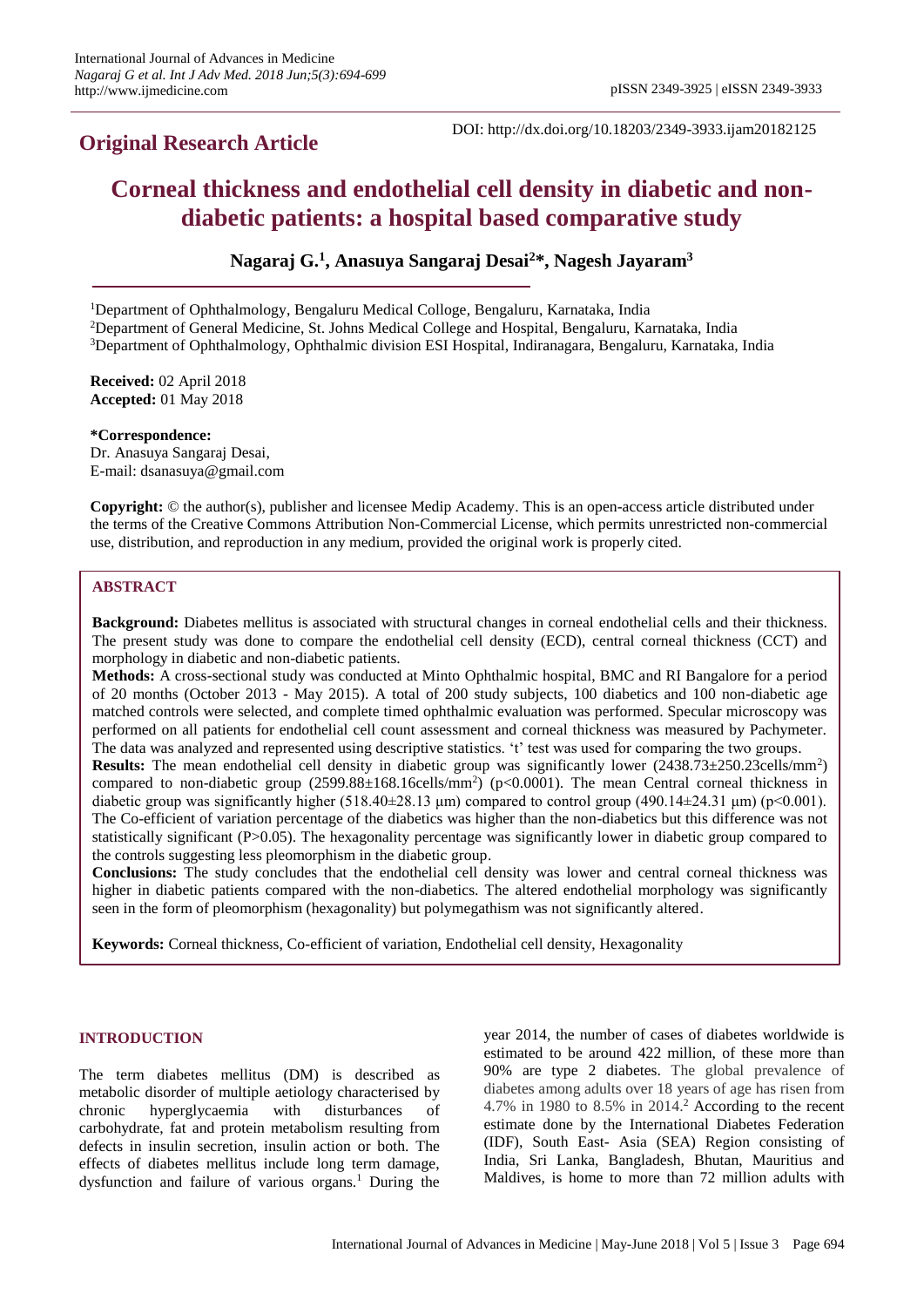**Original Research Article**

DOI: http://dx.doi.org/10.18203/2349-3933.ijam20182125

# Corneal thickness and endothelial cell density in diabetic and non-diabetic patients: a hospital based comparative study

**Nagaraj G.[1], Anasuya Sangaraj Desai[2]*, Nagesh Jayaram[3]**

[1]Department of Ophthalmology, Bengaluru Medical Colloge, Bengaluru, Karnataka, India
[2]Department of General Medicine, St. Johns Medical College and Hospital, Bengaluru, Karnataka, India
[3]Department of Ophthalmology, Ophthalmic division ESI Hospital, Indiranagara, Bengaluru, Karnataka, India

**Received:** 02 April 2018
**Accepted:** 01 May 2018

**\*Correspondence:**
Dr. Anasuya Sangaraj Desai,
E-mail: dsanasuya@gmail.com

**Copyright:** © the author(s), publisher and licensee Medip Academy. This is an open-access article distributed under the terms of the Creative Commons Attribution Non-Commercial License, which permits unrestricted non-commercial use, distribution, and reproduction in any medium, provided the original work is properly cited.

## ABSTRACT

**Background:** Diabetes mellitus is associated with structural changes in corneal endothelial cells and their thickness. The present study was done to compare the endothelial cell density (ECD), central corneal thickness (CCT) and morphology in diabetic and non-diabetic patients.

**Methods:** A cross-sectional study was conducted at Minto Ophthalmic hospital, BMC and RI Bangalore for a period of 20 months (October 2013 - May 2015). A total of 200 study subjects, 100 diabetics and 100 non-diabetic age matched controls were selected, and complete timed ophthalmic evaluation was performed. Specular microscopy was performed on all patients for endothelial cell count assessment and corneal thickness was measured by Pachymeter. The data was analyzed and represented using descriptive statistics. 't' test was used for comparing the two groups.

**Results:** The mean endothelial cell density in diabetic group was significantly lower (2438.73±250.23cells/mm$^2$) compared to non-diabetic group (2599.88±168.16cells/mm$^2$) ($p<0.0001$). The mean Central corneal thickness in diabetic group was significantly higher (518.40±28.13 μm) compared to control group (490.14±24.31 μm) ($p<0.001$). The Co-efficient of variation percentage of the diabetics was higher than the non-diabetics but this difference was not statistically significant ($P>0.05$). The hexagonality percentage was significantly lower in diabetic group compared to the controls suggesting less pleomorphism in the diabetic group.

**Conclusions:** The study concludes that the endothelial cell density was lower and central corneal thickness was higher in diabetic patients compared with the non-diabetics. The altered endothelial morphology was significantly seen in the form of pleomorphism (hexagonality) but polymegathism was not significantly altered.

**Keywords:** Corneal thickness, Co-efficient of variation, Endothelial cell density, Hexagonality

## INTRODUCTION

The term diabetes mellitus (DM) is described as metabolic disorder of multiple aetiology characterised by chronic hyperglycaemia with disturbances of carbohydrate, fat and protein metabolism resulting from defects in insulin secretion, insulin action or both. The effects of diabetes mellitus include long term damage, dysfunction and failure of various organs.[1] During the year 2014, the number of cases of diabetes worldwide is estimated to be around 422 million, of these more than 90% are type 2 diabetes. The global prevalence of diabetes among adults over 18 years of age has risen from 4.7% in 1980 to 8.5% in 2014.[2] According to the recent estimate done by the International Diabetes Federation (IDF), South East- Asia (SEA) Region consisting of India, Sri Lanka, Bangladesh, Bhutan, Mauritius and Maldives, is home to more than 72 million adults with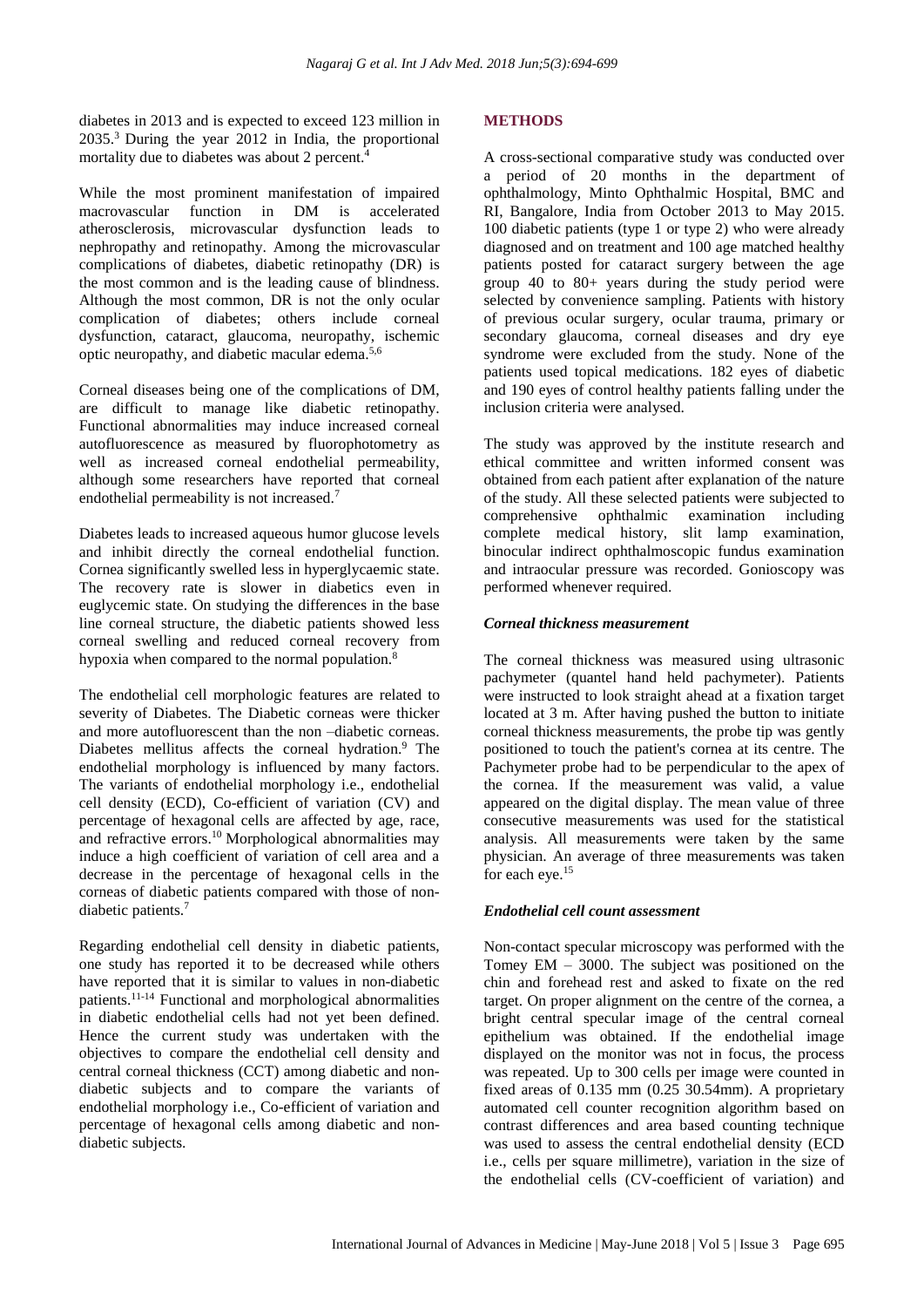diabetes in 2013 and is expected to exceed 123 million in 2035.[3] During the year 2012 in India, the proportional mortality due to diabetes was about 2 percent.[4]

While the most prominent manifestation of impaired macrovascular function in DM is accelerated atherosclerosis, microvascular dysfunction leads to nephropathy and retinopathy. Among the microvascular complications of diabetes, diabetic retinopathy (DR) is the most common and is the leading cause of blindness. Although the most common, DR is not the only ocular complication of diabetes; others include corneal dysfunction, cataract, glaucoma, neuropathy, ischemic optic neuropathy, and diabetic macular edema.[5,6]

Corneal diseases being one of the complications of DM, are difficult to manage like diabetic retinopathy. Functional abnormalities may induce increased corneal autofluorescence as measured by fluorophotometry as well as increased corneal endothelial permeability, although some researchers have reported that corneal endothelial permeability is not increased.[7]

Diabetes leads to increased aqueous humor glucose levels and inhibit directly the corneal endothelial function. Cornea significantly swelled less in hyperglycaemic state. The recovery rate is slower in diabetics even in euglycemic state. On studying the differences in the base line corneal structure, the diabetic patients showed less corneal swelling and reduced corneal recovery from hypoxia when compared to the normal population.[8]

The endothelial cell morphologic features are related to severity of Diabetes. The Diabetic corneas were thicker and more autofluorescent than the non –diabetic corneas. Diabetes mellitus affects the corneal hydration.[9] The endothelial morphology is influenced by many factors. The variants of endothelial morphology i.e., endothelial cell density (ECD), Co-efficient of variation (CV) and percentage of hexagonal cells are affected by age, race, and refractive errors.[10] Morphological abnormalities may induce a high coefficient of variation of cell area and a decrease in the percentage of hexagonal cells in the corneas of diabetic patients compared with those of non-diabetic patients.[7]

Regarding endothelial cell density in diabetic patients, one study has reported it to be decreased while others have reported that it is similar to values in non-diabetic patients.[11-14] Functional and morphological abnormalities in diabetic endothelial cells had not yet been defined. Hence the current study was undertaken with the objectives to compare the endothelial cell density and central corneal thickness (CCT) among diabetic and non-diabetic subjects and to compare the variants of endothelial morphology i.e., Co-efficient of variation and percentage of hexagonal cells among diabetic and non-diabetic subjects.

## METHODS

A cross-sectional comparative study was conducted over a period of 20 months in the department of ophthalmology, Minto Ophthalmic Hospital, BMC and RI, Bangalore, India from October 2013 to May 2015. 100 diabetic patients (type 1 or type 2) who were already diagnosed and on treatment and 100 age matched healthy patients posted for cataract surgery between the age group 40 to 80+ years during the study period were selected by convenience sampling. Patients with history of previous ocular surgery, ocular trauma, primary or secondary glaucoma, corneal diseases and dry eye syndrome were excluded from the study. None of the patients used topical medications. 182 eyes of diabetic and 190 eyes of control healthy patients falling under the inclusion criteria were analysed.

The study was approved by the institute research and ethical committee and written informed consent was obtained from each patient after explanation of the nature of the study. All these selected patients were subjected to comprehensive ophthalmic examination including complete medical history, slit lamp examination, binocular indirect ophthalmoscopic fundus examination and intraocular pressure was recorded. Gonioscopy was performed whenever required.

### *Corneal thickness measurement*

The corneal thickness was measured using ultrasonic pachymeter (quantel hand held pachymeter). Patients were instructed to look straight ahead at a fixation target located at 3 m. After having pushed the button to initiate corneal thickness measurements, the probe tip was gently positioned to touch the patient's cornea at its centre. The Pachymeter probe had to be perpendicular to the apex of the cornea. If the measurement was valid, a value appeared on the digital display. The mean value of three consecutive measurements was used for the statistical analysis. All measurements were taken by the same physician. An average of three measurements was taken for each eye.[15]

### *Endothelial cell count assessment*

Non-contact specular microscopy was performed with the Tomey EM – 3000. The subject was positioned on the chin and forehead rest and asked to fixate on the red target. On proper alignment on the centre of the cornea, a bright central specular image of the central corneal epithelium was obtained. If the endothelial image displayed on the monitor was not in focus, the process was repeated. Up to 300 cells per image were counted in fixed areas of 0.135 mm (0.25 30.54mm). A proprietary automated cell counter recognition algorithm based on contrast differences and area based counting technique was used to assess the central endothelial density (ECD i.e., cells per square millimetre), variation in the size of the endothelial cells (CV-coefficient of variation) and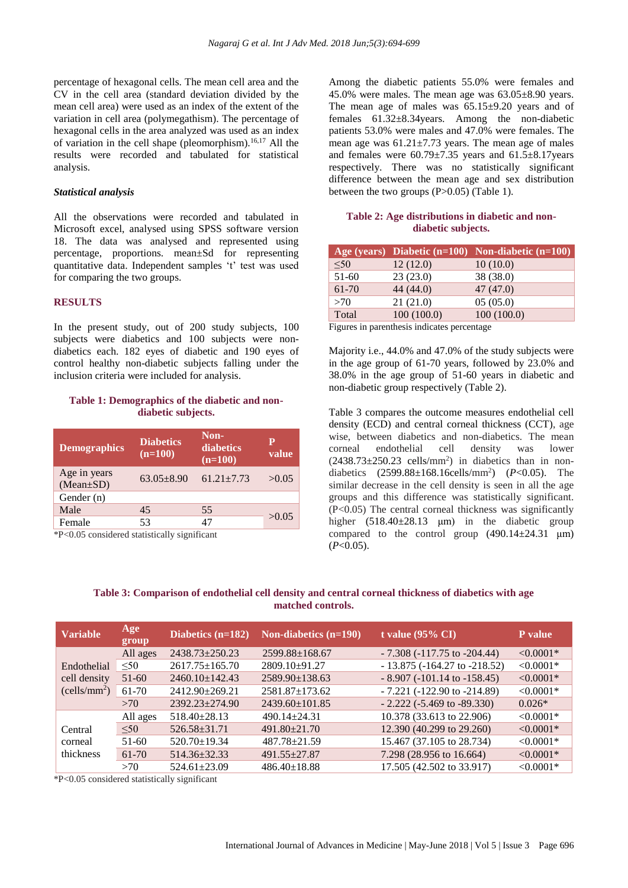percentage of hexagonal cells. The mean cell area and the CV in the cell area (standard deviation divided by the mean cell area) were used as an index of the extent of the variation in cell area (polymegathism). The percentage of hexagonal cells in the area analyzed was used as an index of variation in the cell shape (pleomorphism).[16,17] All the results were recorded and tabulated for statistical analysis.

### *Statistical analysis*

All the observations were recorded and tabulated in Microsoft excel, analysed using SPSS software version 18. The data was analysed and represented using percentage, proportions. mean±Sd for representing quantitative data. Independent samples 't' test was used for comparing the two groups.

## RESULTS

In the present study, out of 200 study subjects, 100 subjects were diabetics and 100 subjects were non-diabetics each. 182 eyes of diabetic and 190 eyes of control healthy non-diabetic subjects falling under the inclusion criteria were included for analysis.

**Table 1: Demographics of the diabetic and non-diabetic subjects.**

| Demographics | Diabetics (n=100) | Non-diabetics (n=100) | P value |
|---|---|---|---|
| Age in years (Mean±SD) | 63.05±8.90 | 61.21±7.73 | >0.05 |
| Gender (n) | | | |
| Male | 45 | 55 | >0.05 |
| Female | 53 | 47 | |

*P<0.05 considered statistically significant

Among the diabetic patients 55.0% were females and 45.0% were males. The mean age was 63.05±8.90 years. The mean age of males was 65.15±9.20 years and of females 61.32±8.34years. Among the non-diabetic patients 53.0% were males and 47.0% were females. The mean age was 61.21±7.73 years. The mean age of males and females were 60.79±7.35 years and 61.5±8.17years respectively. There was no statistically significant difference between the mean age and sex distribution between the two groups (P>0.05) (Table 1).

**Table 2: Age distributions in diabetic and non-diabetic subjects.**

| Age (years) | Diabetic (n=100) | Non-diabetic (n=100) |
|---|---|---|
| ≤50 | 12 (12.0) | 10 (10.0) |
| 51-60 | 23 (23.0) | 38 (38.0) |
| 61-70 | 44 (44.0) | 47 (47.0) |
| >70 | 21 (21.0) | 05 (05.0) |
| Total | 100 (100.0) | 100 (100.0) |

Figures in parenthesis indicates percentage

Majority i.e., 44.0% and 47.0% of the study subjects were in the age group of 61-70 years, followed by 23.0% and 38.0% in the age group of 51-60 years in diabetic and non-diabetic group respectively (Table 2).

Table 3 compares the outcome measures endothelial cell density (ECD) and central corneal thickness (CCT), age wise, between diabetics and non-diabetics. The mean corneal endothelial cell density was lower (2438.73±250.23 cells/mm$^2$) in diabetics than in non-diabetics (2599.88±168.16cells/mm$^2$) (*P*<0.05). The similar decrease in the cell density is seen in all the age groups and this difference was statistically significant. (P<0.05) The central corneal thickness was significantly higher (518.40±28.13 µm) in the diabetic group compared to the control group (490.14±24.31 µm) (*P*<0.05).

**Table 3: Comparison of endothelial cell density and central corneal thickness of diabetics with age matched controls.**

| Variable | Age group | Diabetics (n=182) | Non-diabetics (n=190) | t value (95% CI) | P value |
|---|---|---|---|---|---|
| Endothelial cell density (cells/mm$^2$) | All ages | 2438.73±250.23 | 2599.88±168.67 | - 7.308 (-117.75 to -204.44) | <0.0001* |
| | ≤50 | 2617.75±165.70 | 2809.10±91.27 | - 13.875 (-164.27 to -218.52) | <0.0001* |
| | 51-60 | 2460.10±142.43 | 2589.90±138.63 | - 8.907 (-101.14 to -158.45) | <0.0001* |
| | 61-70 | 2412.90±269.21 | 2581.87±173.62 | - 7.221 (-122.90 to -214.89) | <0.0001* |
| | >70 | 2392.23±274.90 | 2439.60±101.85 | - 2.222 (-5.469 to -89.330) | 0.026* |
| Central corneal thickness | All ages | 518.40±28.13 | 490.14±24.31 | 10.378 (33.613 to 22.906) | <0.0001* |
| | ≤50 | 526.58±31.71 | 491.80±21.70 | 12.390 (40.299 to 29.260) | <0.0001* |
| | 51-60 | 520.70±19.34 | 487.78±21.59 | 15.467 (37.105 to 28.734) | <0.0001* |
| | 61-70 | 514.36±32.33 | 491.55±27.87 | 7.298 (28.956 to 16.664) | <0.0001* |
| | >70 | 524.61±23.09 | 486.40±18.88 | 17.505 (42.502 to 33.917) | <0.0001* |

*P<0.05 considered statistically significant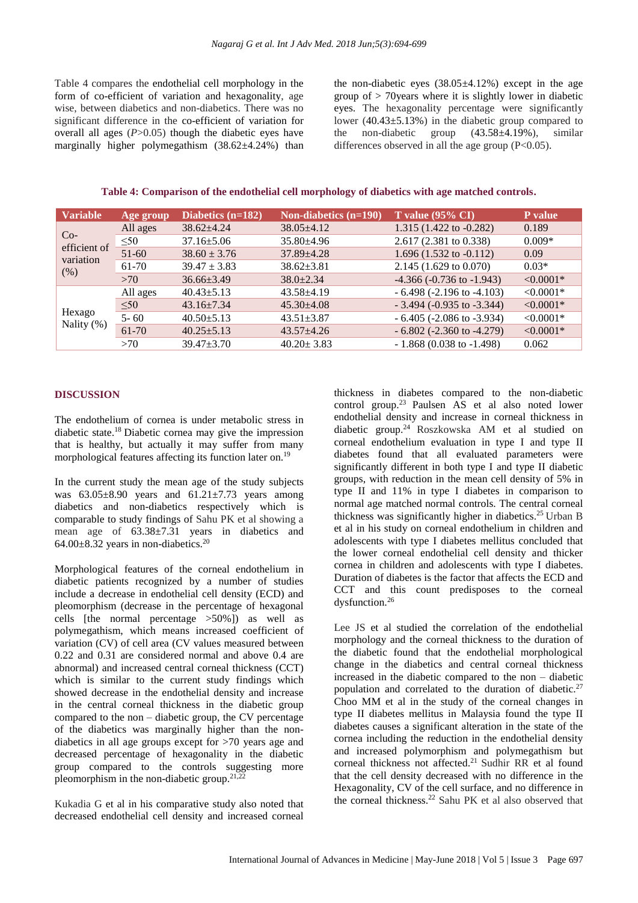Table 4 compares the endothelial cell morphology in the form of co-efficient of variation and hexagonality, age wise, between diabetics and non-diabetics. There was no significant difference in the co-efficient of variation for overall all ages (*P*>0.05) though the diabetic eyes have marginally higher polymegathism (38.62±4.24%) than the non-diabetic eyes (38.05±4.12%) except in the age group of > 70years where it is slightly lower in diabetic eyes. The hexagonality percentage were significantly lower (40.43±5.13%) in the diabetic group compared to the non-diabetic group (43.58±4.19%), similar differences observed in all the age group (P<0.05).

**Table 4: Comparison of the endothelial cell morphology of diabetics with age matched controls.**

| Variable | Age group | Diabetics (n=182) | Non-diabetics (n=190) | T value (95% CI) | P value |
|---|---|---|---|---|---|
| Co-efficient of variation (%) | All ages | 38.62±4.24 | 38.05±4.12 | 1.315 (1.422 to -0.282) | 0.189 |
| | ≤50 | 37.16±5.06 | 35.80±4.96 | 2.617 (2.381 to 0.338) | 0.009* |
| | 51-60 | 38.60 ± 3.76 | 37.89±4.28 | 1.696 (1.532 to -0.112) | 0.09 |
| | 61-70 | 39.47 ± 3.83 | 38.62±3.81 | 2.145 (1.629 to 0.070) | 0.03* |
| | >70 | 36.66±3.49 | 38.0±2.34 | -4.366 (-0.736 to -1.943) | <0.0001* |
| Hexago Nality (%) | All ages | 40.43±5.13 | 43.58±4.19 | - 6.498 (-2.196 to -4.103) | <0.0001* |
| | ≤50 | 43.16±7.34 | 45.30±4.08 | - 3.494 (-0.935 to -3.344) | <0.0001* |
| | 5- 60 | 40.50±5.13 | 43.51±3.87 | - 6.405 (-2.086 to -3.934) | <0.0001* |
| | 61-70 | 40.25±5.13 | 43.57±4.26 | - 6.802 (-2.360 to -4.279) | <0.0001* |
| | >70 | 39.47±3.70 | 40.20± 3.83 | - 1.868 (0.038 to -1.498) | 0.062 |

## DISCUSSION

The endothelium of cornea is under metabolic stress in diabetic state.[18] Diabetic cornea may give the impression that is healthy, but actually it may suffer from many morphological features affecting its function later on.[19]

In the current study the mean age of the study subjects was 63.05±8.90 years and 61.21±7.73 years among diabetics and non-diabetics respectively which is comparable to study findings of Sahu PK et al showing a mean age of 63.38±7.31 years in diabetics and 64.00±8.32 years in non-diabetics.[20]

Morphological features of the corneal endothelium in diabetic patients recognized by a number of studies include a decrease in endothelial cell density (ECD) and pleomorphism (decrease in the percentage of hexagonal cells [the normal percentage >50%]) as well as polymegathism, which means increased coefficient of variation (CV) of cell area (CV values measured between 0.22 and 0.31 are considered normal and above 0.4 are abnormal) and increased central corneal thickness (CCT) which is similar to the current study findings which showed decrease in the endothelial density and increase in the central corneal thickness in the diabetic group compared to the non – diabetic group, the CV percentage of the diabetics was marginally higher than the non-diabetics in all age groups except for >70 years age and decreased percentage of hexagonality in the diabetic group compared to the controls suggesting more pleomorphism in the non-diabetic group.[21,22]

Kukadia G et al in his comparative study also noted that decreased endothelial cell density and increased corneal thickness in diabetes compared to the non-diabetic control group.[23] Paulsen AS et al also noted lower endothelial density and increase in corneal thickness in diabetic group.[24] Roszkowska AM et al studied on corneal endothelium evaluation in type I and type II diabetes found that all evaluated parameters were significantly different in both type I and type II diabetic groups, with reduction in the mean cell density of 5% in type II and 11% in type I diabetes in comparison to normal age matched normal controls. The central corneal thickness was significantly higher in diabetics.[25] Urban B et al in his study on corneal endothelium in children and adolescents with type I diabetes mellitus concluded that the lower corneal endothelial cell density and thicker cornea in children and adolescents with type I diabetes. Duration of diabetes is the factor that affects the ECD and CCT and this count predisposes to the corneal dysfunction.[26]

Lee JS et al studied the correlation of the endothelial morphology and the corneal thickness to the duration of the diabetic found that the endothelial morphological change in the diabetics and central corneal thickness increased in the diabetic compared to the non – diabetic population and correlated to the duration of diabetic.[27] Choo MM et al in the study of the corneal changes in type II diabetes mellitus in Malaysia found the type II diabetes causes a significant alteration in the state of the cornea including the reduction in the endothelial density and increased polymorphism and polymegathism but corneal thickness not affected.[21] Sudhir RR et al found that the cell density decreased with no difference in the Hexagonality, CV of the cell surface, and no difference in the corneal thickness.[22] Sahu PK et al also observed that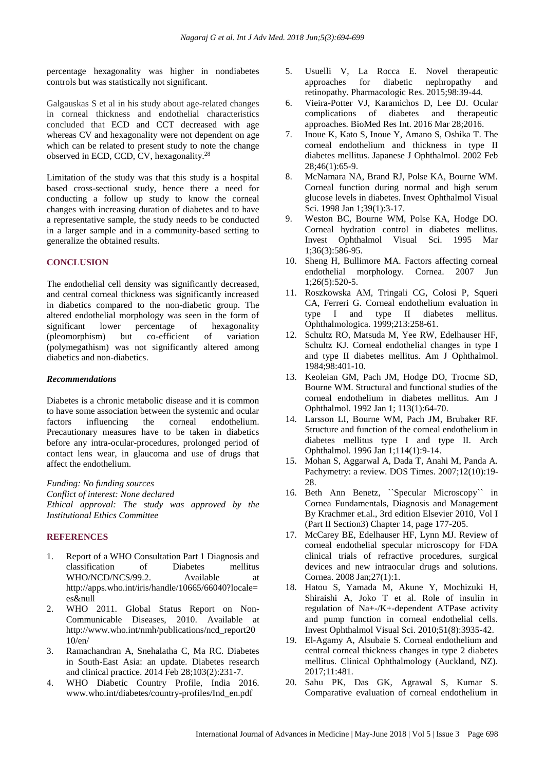percentage hexagonality was higher in nondiabetes controls but was statistically not significant.

Galgauskas S et al in his study about age-related changes in corneal thickness and endothelial characteristics concluded that ECD and CCT decreased with age whereas CV and hexagonality were not dependent on age which can be related to present study to note the change observed in ECD, CCD, CV, hexagonality.[28]

Limitation of the study was that this study is a hospital based cross-sectional study, hence there a need for conducting a follow up study to know the corneal changes with increasing duration of diabetes and to have a representative sample, the study needs to be conducted in a larger sample and in a community-based setting to generalize the obtained results.

## CONCLUSION

The endothelial cell density was significantly decreased, and central corneal thickness was significantly increased in diabetics compared to the non-diabetic group. The altered endothelial morphology was seen in the form of significant lower percentage of hexagonality (pleomorphism) but co-efficient of variation (polymegathism) was not significantly altered among diabetics and non-diabetics.

### *Recommendations*

Diabetes is a chronic metabolic disease and it is common to have some association between the systemic and ocular factors influencing the corneal endothelium. Precautionary measures have to be taken in diabetics before any intra-ocular-procedures, prolonged period of contact lens wear, in glaucoma and use of drugs that affect the endothelium.

*Funding: No funding sources*
*Conflict of interest: None declared*
*Ethical approval: The study was approved by the Institutional Ethics Committee*

## REFERENCES

1. Report of a WHO Consultation Part 1 Diagnosis and classification of Diabetes mellitus WHO/NCD/NCS/99.2. Available at http://apps.who.int/iris/handle/10665/66040?locale=es&null
2. WHO 2011. Global Status Report on Non-Communicable Diseases, 2010. Available at http://www.who.int/nmh/publications/ncd_report2010/en/
3. Ramachandran A, Snehalatha C, Ma RC. Diabetes in South-East Asia: an update. Diabetes research and clinical practice. 2014 Feb 28;103(2):231-7.
4. WHO Diabetic Country Profile, India 2016. www.who.int/diabetes/country-profiles/Ind_en.pdf
5. Usuelli V, La Rocca E. Novel therapeutic approaches for diabetic nephropathy and retinopathy. Pharmacologic Res. 2015;98:39-44.
6. Vieira-Potter VJ, Karamichos D, Lee DJ. Ocular complications of diabetes and therapeutic approaches. BioMed Res Int. 2016 Mar 28;2016.
7. Inoue K, Kato S, Inoue Y, Amano S, Oshika T. The corneal endothelium and thickness in type II diabetes mellitus. Japanese J Ophthalmol. 2002 Feb 28;46(1):65-9.
8. McNamara NA, Brand RJ, Polse KA, Bourne WM. Corneal function during normal and high serum glucose levels in diabetes. Invest Ophthalmol Visual Sci. 1998 Jan 1;39(1):3-17.
9. Weston BC, Bourne WM, Polse KA, Hodge DO. Corneal hydration control in diabetes mellitus. Invest Ophthalmol Visual Sci. 1995 Mar 1;36(3):586-95.
10. Sheng H, Bullimore MA. Factors affecting corneal endothelial morphology. Cornea. 2007 Jun 1;26(5):520-5.
11. Roszkowska AM, Tringali CG, Colosi P, Squeri CA, Ferreri G. Corneal endothelium evaluation in type I and type II diabetes mellitus. Ophthalmologica. 1999;213:258-61.
12. Schultz RO, Matsuda M, Yee RW, Edelhauser HF, Schultz KJ. Corneal endothelial changes in type I and type II diabetes mellitus. Am J Ophthalmol. 1984;98:401-10.
13. Keoleian GM, Pach JM, Hodge DO, Trocme SD, Bourne WM. Structural and functional studies of the corneal endothelium in diabetes mellitus. Am J Ophthalmol. 1992 Jan 1; 113(1):64-70.
14. Larsson LI, Bourne WM, Pach JM, Brubaker RF. Structure and function of the corneal endothelium in diabetes mellitus type I and type II. Arch Ophthalmol. 1996 Jan 1;114(1):9-14.
15. Mohan S, Aggarwal A, Dada T, Anahi M, Panda A. Pachymetry: a review. DOS Times. 2007;12(10):19-28.
16. Beth Ann Benetz, ``Specular Microscopy`` in Cornea Fundamentals, Diagnosis and Management By Krachmer et.al., 3rd edition Elsevier 2010, Vol I (Part II Section3) Chapter 14, page 177-205.
17. McCarey BE, Edelhauser HF, Lynn MJ. Review of corneal endothelial specular microscopy for FDA clinical trials of refractive procedures, surgical devices and new intraocular drugs and solutions. Cornea. 2008 Jan;27(1):1.
18. Hatou S, Yamada M, Akune Y, Mochizuki H, Shiraishi A, Joko T et al. Role of insulin in regulation of Na+-/K+-dependent ATPase activity and pump function in corneal endothelial cells. Invest Ophthalmol Visual Sci. 2010;51(8):3935-42.
19. El-Agamy A, Alsubaie S. Corneal endothelium and central corneal thickness changes in type 2 diabetes mellitus. Clinical Ophthalmology (Auckland, NZ). 2017;11:481.
20. Sahu PK, Das GK, Agrawal S, Kumar S. Comparative evaluation of corneal endothelium in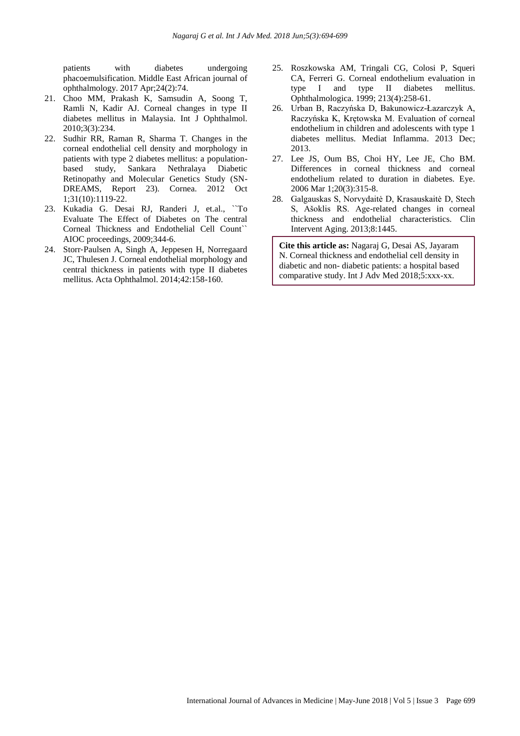patients with diabetes undergoing phacoemulsification. Middle East African journal of ophthalmology. 2017 Apr;24(2):74.

21. Choo MM, Prakash K, Samsudin A, Soong T, Ramli N, Kadir AJ. Corneal changes in type II diabetes mellitus in Malaysia. Int J Ophthalmol. 2010;3(3):234.
22. Sudhir RR, Raman R, Sharma T. Changes in the corneal endothelial cell density and morphology in patients with type 2 diabetes mellitus: a population-based study, Sankara Nethralaya Diabetic Retinopathy and Molecular Genetics Study (SN-DREAMS, Report 23). Cornea. 2012 Oct 1;31(10):1119-22.
23. Kukadia G. Desai RJ, Randeri J, et.al., ``To Evaluate The Effect of Diabetes on The central Corneal Thickness and Endothelial Cell Count`` AIOC proceedings, 2009;344-6.
24. Storr-Paulsen A, Singh A, Jeppesen H, Norregaard JC, Thulesen J. Corneal endothelial morphology and central thickness in patients with type II diabetes mellitus. Acta Ophthalmol. 2014;42:158-160.
25. Roszkowska AM, Tringali CG, Colosi P, Squeri CA, Ferreri G. Corneal endothelium evaluation in type I and type II diabetes mellitus. Ophthalmologica. 1999; 213(4):258-61.
26. Urban B, Raczyńska D, Bakunowicz-Łazarczyk A, Raczyńska K, Krętowska M. Evaluation of corneal endothelium in children and adolescents with type 1 diabetes mellitus. Mediat Inflamma. 2013 Dec; 2013.
27. Lee JS, Oum BS, Choi HY, Lee JE, Cho BM. Differences in corneal thickness and corneal endothelium related to duration in diabetes. Eye. 2006 Mar 1;20(3):315-8.
28. Galgauskas S, Norvydaitė D, Krasauskaitė D, Stech S, Ašoklis RS. Age-related changes in corneal thickness and endothelial characteristics. Clin Intervent Aging. 2013;8:1445.

**Cite this article as:** Nagaraj G, Desai AS, Jayaram N. Corneal thickness and endothelial cell density in diabetic and non- diabetic patients: a hospital based comparative study. Int J Adv Med 2018;5:xxx-xx.